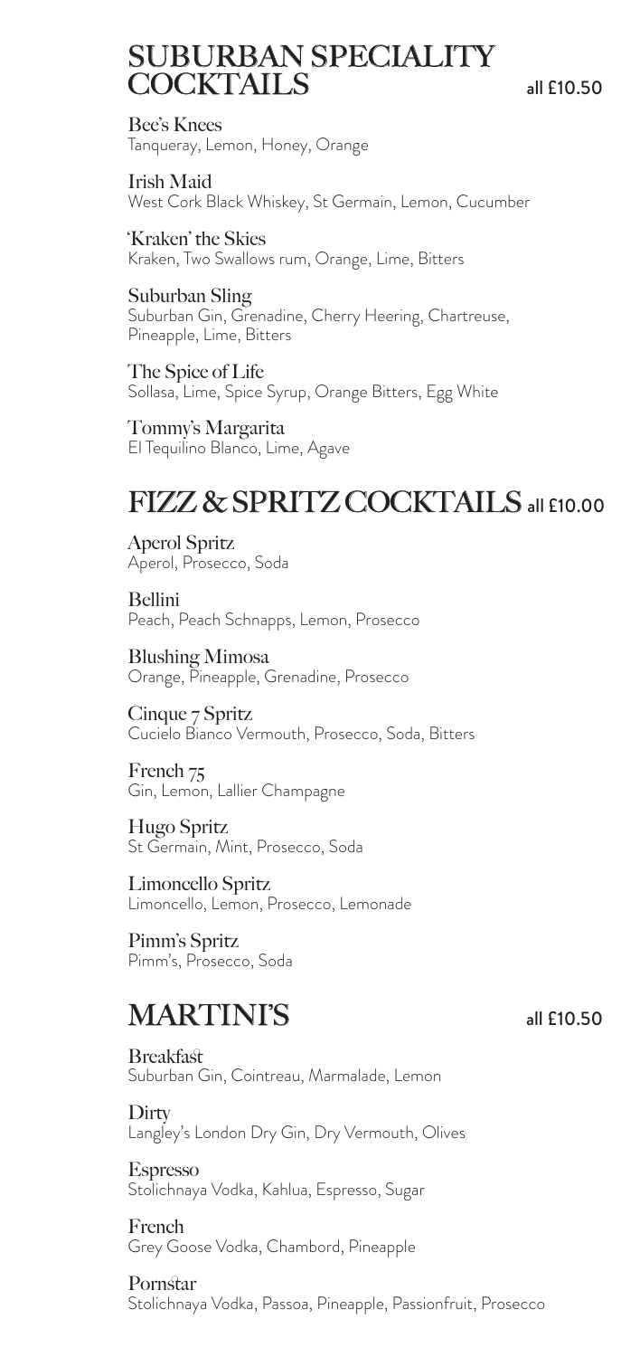## SUBURBAN SPECIALITY COCKTAILS all £10.50

**Bee's Knees**
Tanqueray, Lemon, Honey, Orange

**Irish Maid**
West Cork Black Whiskey, St Germain, Lemon, Cucumber

**'Kraken' the Skies**
Kraken, Two Swallows rum, Orange, Lime, Bitters

**Suburban Sling**
Suburban Gin, Grenadine, Cherry Heering, Chartreuse, Pineapple, Lime, Bitters

**The Spice of Life**
Sollasa, Lime, Spice Syrup, Orange Bitters, Egg White

**Tommy's Margarita**
El Tequilino Blanco, Lime, Agave

## FIZZ & SPRITZ COCKTAILS all £10.00

**Aperol Spritz**
Aperol, Prosecco, Soda

**Bellini**
Peach, Peach Schnapps, Lemon, Prosecco

**Blushing Mimosa**
Orange, Pineapple, Grenadine, Prosecco

**Cinque 7 Spritz**
Cucielo Bianco Vermouth, Prosecco, Soda, Bitters

**French 75**
Gin, Lemon, Lallier Champagne

**Hugo Spritz**
St Germain, Mint, Prosecco, Soda

**Limoncello Spritz**
Limoncello, Lemon, Prosecco, Lemonade

**Pimm's Spritz**
Pimm's, Prosecco, Soda

## MARTINI'S all £10.50

**Breakfast**
Suburban Gin, Cointreau, Marmalade, Lemon

**Dirty**
Langley's London Dry Gin, Dry Vermouth, Olives

**Espresso**
Stolichnaya Vodka, Kahlua, Espresso, Sugar

**French**
Grey Goose Vodka, Chambord, Pineapple

**Pornstar**
Stolichnaya Vodka, Passoa, Pineapple, Passionfruit, Prosecco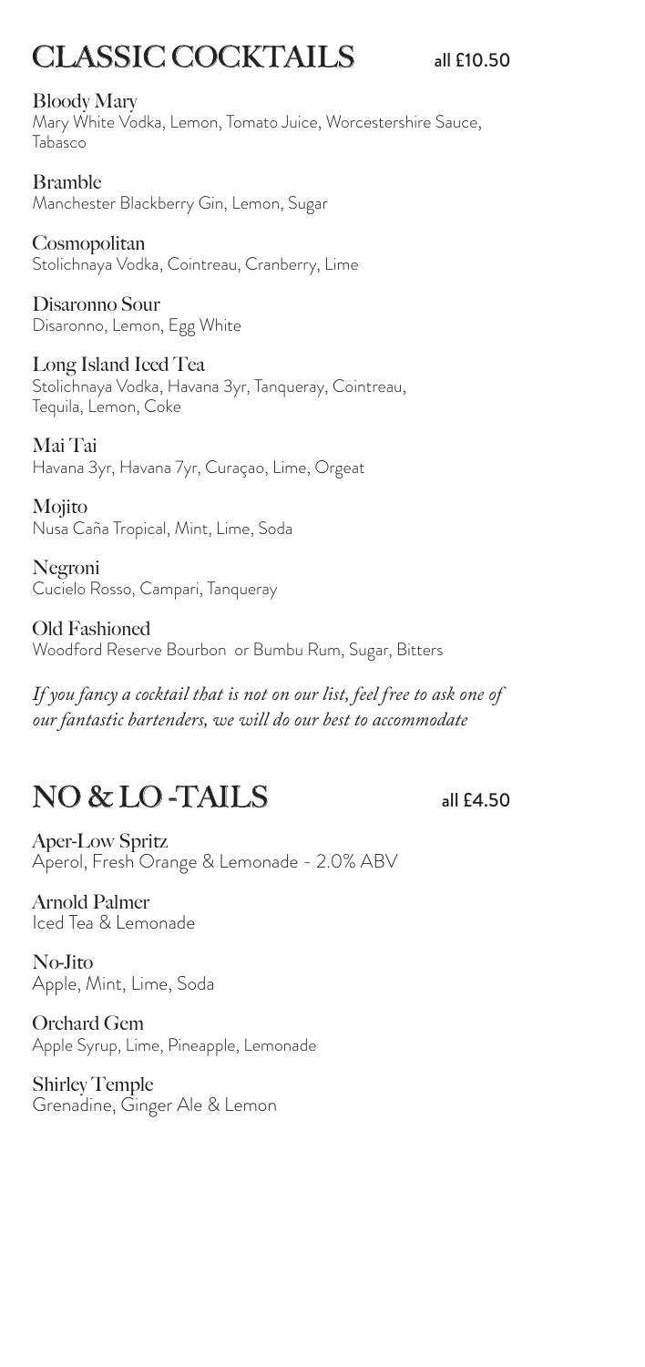## CLASSIC COCKTAILS

all £10.50

**Bloody Mary**
Mary White Vodka, Lemon, Tomato Juice, Worcestershire Sauce, Tabasco

**Bramble**
Manchester Blackberry Gin, Lemon, Sugar

**Cosmopolitan**
Stolichnaya Vodka, Cointreau, Cranberry, Lime

**Disaronno Sour**
Disaronno, Lemon, Egg White

**Long Island Iced Tea**
Stolichnaya Vodka, Havana 3yr, Tanqueray, Cointreau, Tequila, Lemon, Coke

**Mai Tai**
Havana 3yr, Havana 7yr, Curaçao, Lime, Orgeat

**Mojito**
Nusa Caña Tropical, Mint, Lime, Soda

**Negroni**
Cucielo Rosso, Campari, Tanqueray

**Old Fashioned**
Woodford Reserve Bourbon or Bumbu Rum, Sugar, Bitters

*If you fancy a cocktail that is not on our list, feel free to ask one of our fantastic bartenders, we will do our best to accommodate*

## NO & LO -TAILS

all £4.50

**Aper-Low Spritz**
Aperol, Fresh Orange & Lemonade - 2.0% ABV

**Arnold Palmer**
Iced Tea & Lemonade

**No-Jito**
Apple, Mint, Lime, Soda

**Orchard Gem**
Apple Syrup, Lime, Pineapple, Lemonade

**Shirley Temple**
Grenadine, Ginger Ale & Lemon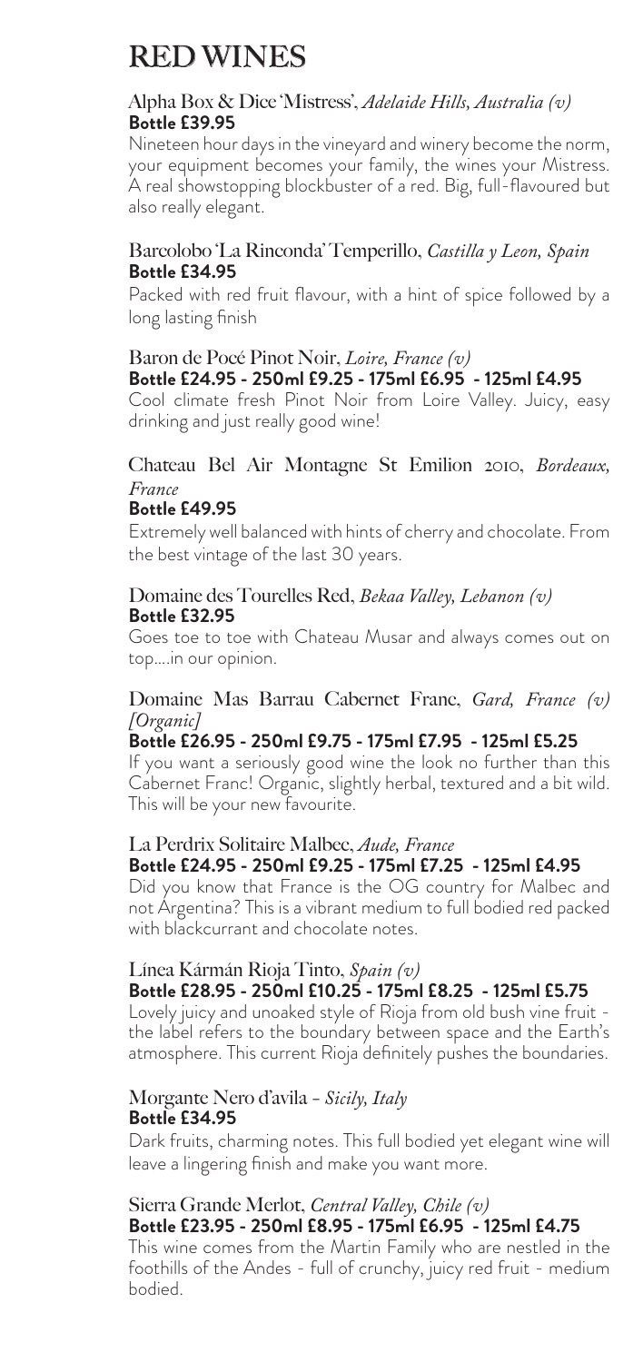# RED WINES

### Alpha Box & Dice 'Mistress', *Adelaide Hills, Australia (v)*
**Bottle £39.95**

Nineteen hour days in the vineyard and winery become the norm, your equipment becomes your family, the wines your Mistress. A real showstopping blockbuster of a red. Big, full-flavoured but also really elegant.

### Barcolobo 'La Rinconda' Temperillo, *Castilla y Leon, Spain*
**Bottle £34.95**

Packed with red fruit flavour, with a hint of spice followed by a long lasting finish

### Baron de Pocé Pinot Noir, *Loire, France (v)*
**Bottle £24.95 - 250ml £9.25 - 175ml £6.95 - 125ml £4.95**

Cool climate fresh Pinot Noir from Loire Valley. Juicy, easy drinking and just really good wine!

### Chateau Bel Air Montagne St Emilion 2010, *Bordeaux, France*
**Bottle £49.95**

Extremely well balanced with hints of cherry and chocolate. From the best vintage of the last 30 years.

### Domaine des Tourelles Red, *Bekaa Valley, Lebanon (v)*
**Bottle £32.95**

Goes toe to toe with Chateau Musar and always comes out on top....in our opinion.

### Domaine Mas Barrau Cabernet Franc, *Gard, France (v) [Organic]*
**Bottle £26.95 - 250ml £9.75 - 175ml £7.95 - 125ml £5.25**

If you want a seriously good wine the look no further than this Cabernet Franc! Organic, slightly herbal, textured and a bit wild. This will be your new favourite.

### La Perdrix Solitaire Malbec, *Aude, France*
**Bottle £24.95 - 250ml £9.25 - 175ml £7.25 - 125ml £4.95**

Did you know that France is the OG country for Malbec and not Argentina? This is a vibrant medium to full bodied red packed with blackcurrant and chocolate notes.

### Línea Kármán Rioja Tinto, *Spain (v)*
**Bottle £28.95 - 250ml £10.25 - 175ml £8.25 - 125ml £5.75**

Lovely juicy and unoaked style of Rioja from old bush vine fruit - the label refers to the boundary between space and the Earth's atmosphere. This current Rioja definitely pushes the boundaries.

### Morgante Nero d'avila - *Sicily, Italy*
**Bottle £34.95**

Dark fruits, charming notes. This full bodied yet elegant wine will leave a lingering finish and make you want more.

### Sierra Grande Merlot, *Central Valley, Chile (v)*
**Bottle £23.95 - 250ml £8.95 - 175ml £6.95 - 125ml £4.75**

This wine comes from the Martin Family who are nestled in the foothills of the Andes - full of crunchy, juicy red fruit - medium bodied.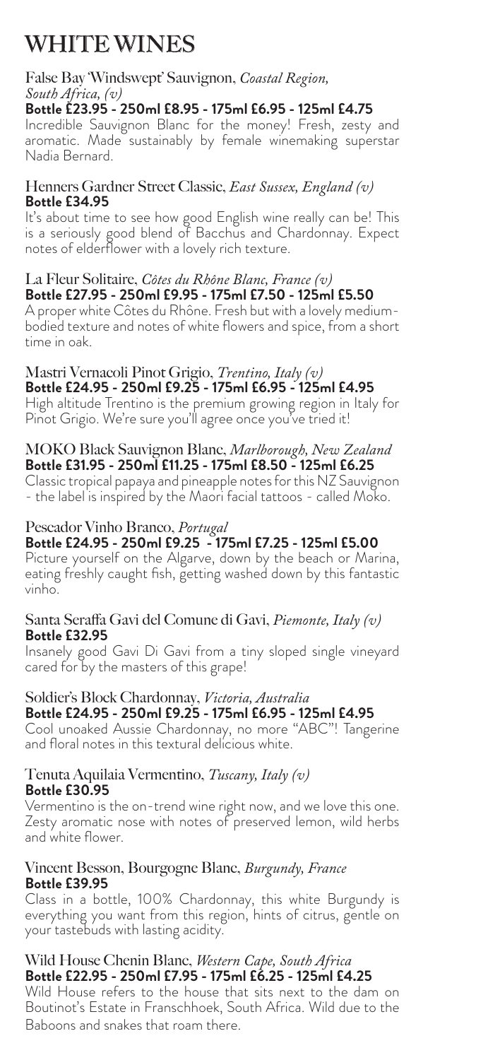# WHITE WINES

False Bay 'Windswept' Sauvignon, *Coastal Region, South Africa, (v)*
**Bottle £23.95 - 250ml £8.95 - 175ml £6.95 - 125ml £4.75**
Incredible Sauvignon Blanc for the money! Fresh, zesty and aromatic. Made sustainably by female winemaking superstar Nadia Bernard.

Henners Gardner Street Classic, *East Sussex, England (v)*
**Bottle £34.95**
It's about time to see how good English wine really can be! This is a seriously good blend of Bacchus and Chardonnay. Expect notes of elderflower with a lovely rich texture.

La Fleur Solitaire, *Côtes du Rhône Blanc, France (v)*
**Bottle £27.95 - 250ml £9.95 - 175ml £7.50 - 125ml £5.50**
A proper white Côtes du Rhône. Fresh but with a lovely medium-bodied texture and notes of white flowers and spice, from a short time in oak.

Mastri Vernacoli Pinot Grigio, *Trentino, Italy (v)*
**Bottle £24.95 - 250ml £9.25 - 175ml £6.95 - 125ml £4.95**
High altitude Trentino is the premium growing region in Italy for Pinot Grigio. We're sure you'll agree once you've tried it!

MOKO Black Sauvignon Blanc, *Marlborough, New Zealand*
**Bottle £31.95 - 250ml £11.25 - 175ml £8.50 - 125ml £6.25**
Classic tropical papaya and pineapple notes for this NZ Sauvignon - the label is inspired by the Maori facial tattoos - called Moko.

Pescador Vinho Branco, *Portugal*
**Bottle £24.95 - 250ml £9.25 - 175ml £7.25 - 125ml £5.00**
Picture yourself on the Algarve, down by the beach or Marina, eating freshly caught fish, getting washed down by this fantastic vinho.

Santa Seraffa Gavi del Comune di Gavi, *Piemonte, Italy (v)*
**Bottle £32.95**
Insanely good Gavi Di Gavi from a tiny sloped single vineyard cared for by the masters of this grape!

Soldier's Block Chardonnay, *Victoria, Australia*
**Bottle £24.95 - 250ml £9.25 - 175ml £6.95 - 125ml £4.95**
Cool unoaked Aussie Chardonnay, no more "ABC"! Tangerine and floral notes in this textural delicious white.

Tenuta Aquilaia Vermentino, *Tuscany, Italy (v)*
**Bottle £30.95**
Vermentino is the on-trend wine right now, and we love this one. Zesty aromatic nose with notes of preserved lemon, wild herbs and white flower.

Vincent Besson, Bourgogne Blanc, *Burgundy, France*
**Bottle £39.95**
Class in a bottle, 100% Chardonnay, this white Burgundy is everything you want from this region, hints of citrus, gentle on your tastebuds with lasting acidity.

Wild House Chenin Blanc, *Western Cape, South Africa*
**Bottle £22.95 - 250ml £7.95 - 175ml £6.25 - 125ml £4.25**
Wild House refers to the house that sits next to the dam on Boutinot's Estate in Franschhoek, South Africa. Wild due to the Baboons and snakes that roam there.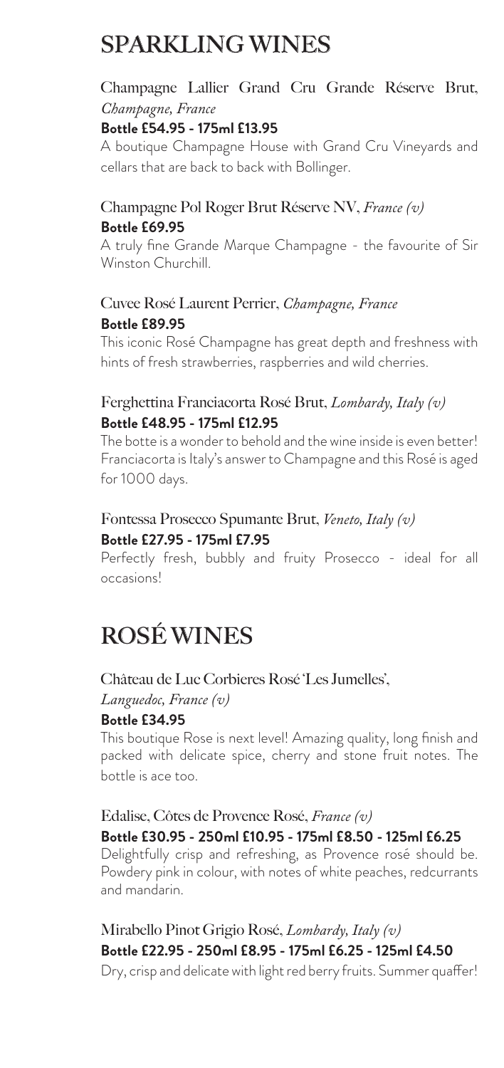# SPARKLING WINES

Champagne Lallier Grand Cru Grande Réserve Brut, *Champagne, France*
**Bottle £54.95 - 175ml £13.95**
A boutique Champagne House with Grand Cru Vineyards and cellars that are back to back with Bollinger.

Champagne Pol Roger Brut Réserve NV, *France (v)*
**Bottle £69.95**
A truly fine Grande Marque Champagne - the favourite of Sir Winston Churchill.

Cuvee Rosé Laurent Perrier, *Champagne, France*
**Bottle £89.95**
This iconic Rosé Champagne has great depth and freshness with hints of fresh strawberries, raspberries and wild cherries.

Ferghettina Franciacorta Rosé Brut, *Lombardy, Italy (v)*
**Bottle £48.95 - 175ml £12.95**
The botte is a wonder to behold and the wine inside is even better! Franciacorta is Italy's answer to Champagne and this Rosé is aged for 1000 days.

Fontessa Prosecco Spumante Brut, *Veneto, Italy (v)*
**Bottle £27.95 - 175ml £7.95**
Perfectly fresh, bubbly and fruity Prosecco - ideal for all occasions!

# ROSÉ WINES

Château de Luc Corbieres Rosé 'Les Jumelles', *Languedoc, France (v)*
**Bottle £34.95**
This boutique Rose is next level! Amazing quality, long finish and packed with delicate spice, cherry and stone fruit notes. The bottle is ace too.

Edalise, Côtes de Provence Rosé, *France (v)*
**Bottle £30.95 - 250ml £10.95 - 175ml £8.50 - 125ml £6.25**
Delightfully crisp and refreshing, as Provence rosé should be. Powdery pink in colour, with notes of white peaches, redcurrants and mandarin.

Mirabello Pinot Grigio Rosé, *Lombardy, Italy (v)*
**Bottle £22.95 - 250ml £8.95 - 175ml £6.25 - 125ml £4.50**
Dry, crisp and delicate with light red berry fruits. Summer quaffer!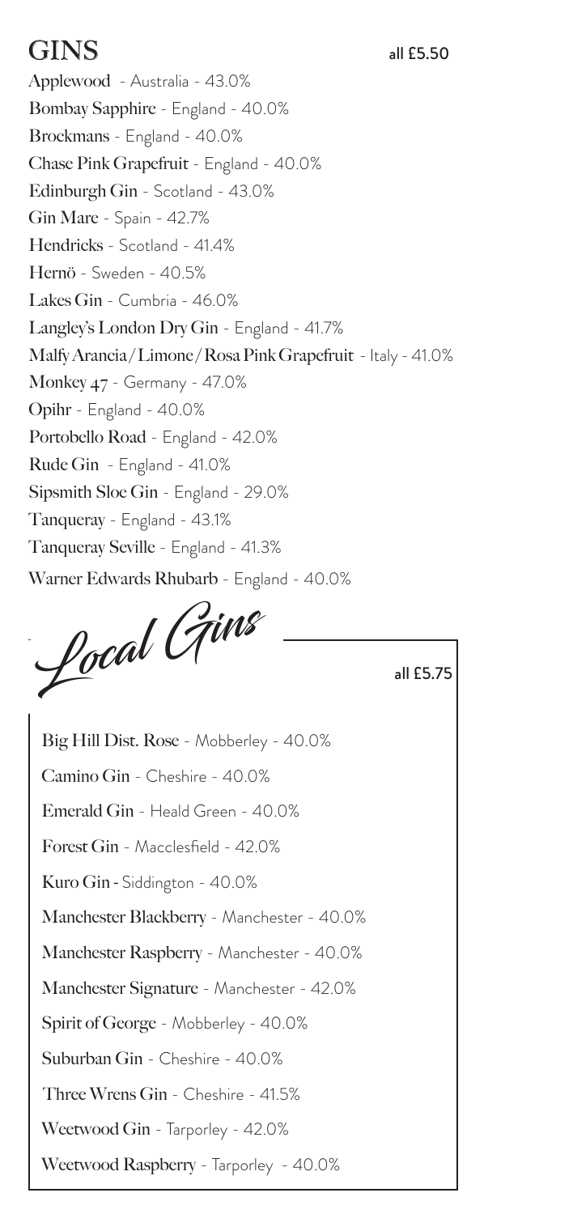# GINS

all £5.50

**Applewood** - Australia - 43.0%
**Bombay Sapphire** - England - 40.0%
**Brockmans** - England - 40.0%
**Chase Pink Grapefruit** - England - 40.0%
**Edinburgh Gin** - Scotland - 43.0%
**Gin Mare** - Spain - 42.7%
**Hendricks** - Scotland - 41.4%
**Hernö** - Sweden - 40.5%
**Lakes Gin** - Cumbria - 46.0%
**Langley's London Dry Gin** - England - 41.7%
**Malfy Arancia/Limone/Rosa Pink Grapefruit** - Italy - 41.0%
**Monkey 47** - Germany - 47.0%
**Opihr** - England - 40.0%
**Portobello Road** - England - 42.0%
**Rude Gin** - England - 41.0%
**Sipsmith Sloe Gin** - England - 29.0%
**Tanqueray** - England - 43.1%
**Tanqueray Seville** - England - 41.3%
**Warner Edwards Rhubarb** - England - 40.0%

## *Local Gins*

all £5.75

**Big Hill Dist. Rose** - Mobberley - 40.0%
**Camino Gin** - Cheshire - 40.0%
**Emerald Gin** - Heald Green - 40.0%
**Forest Gin** - Macclesfield - 42.0%
**Kuro Gin** - Siddington - 40.0%
**Manchester Blackberry** - Manchester - 40.0%
**Manchester Raspberry** - Manchester - 40.0%
**Manchester Signature** - Manchester - 42.0%
**Spirit of George** - Mobberley - 40.0%
**Suburban Gin** - Cheshire - 40.0%
**Three Wrens Gin** - Cheshire - 41.5%
**Weetwood Gin** - Tarporley - 42.0%
**Weetwood Raspberry** - Tarporley - 40.0%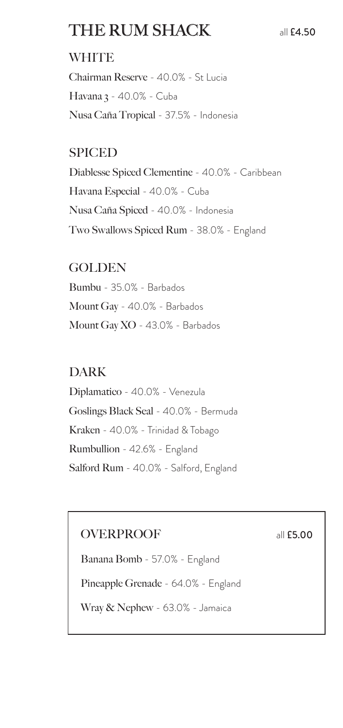# THE RUM SHACK

all £4.50

## WHITE

**Chairman Reserve** - 40.0% - St Lucia

**Havana 3** - 40.0% - Cuba

**Nusa Caña Tropical** - 37.5% - Indonesia

## SPICED

**Diablesse Spiced Clementine** - 40.0% - Caribbean

**Havana Especial** - 40.0% - Cuba

**Nusa Caña Spiced** - 40.0% - Indonesia

**Two Swallows Spiced Rum** - 38.0% - England

## GOLDEN

**Bumbu** - 35.0% - Barbados

**Mount Gay** - 40.0% - Barbados

**Mount Gay XO** - 43.0% - Barbados

## DARK

**Diplamatico** - 40.0% - Venezula

**Goslings Black Seal** - 40.0% - Bermuda

**Kraken** - 40.0% - Trinidad & Tobago

**Rumbullion** - 42.6% - England

**Salford Rum** - 40.0% - Salford, England

## OVERPROOF

all £5.00

**Banana Bomb** - 57.0% - England

**Pineapple Grenade** - 64.0% - England

**Wray & Nephew** - 63.0% - Jamaica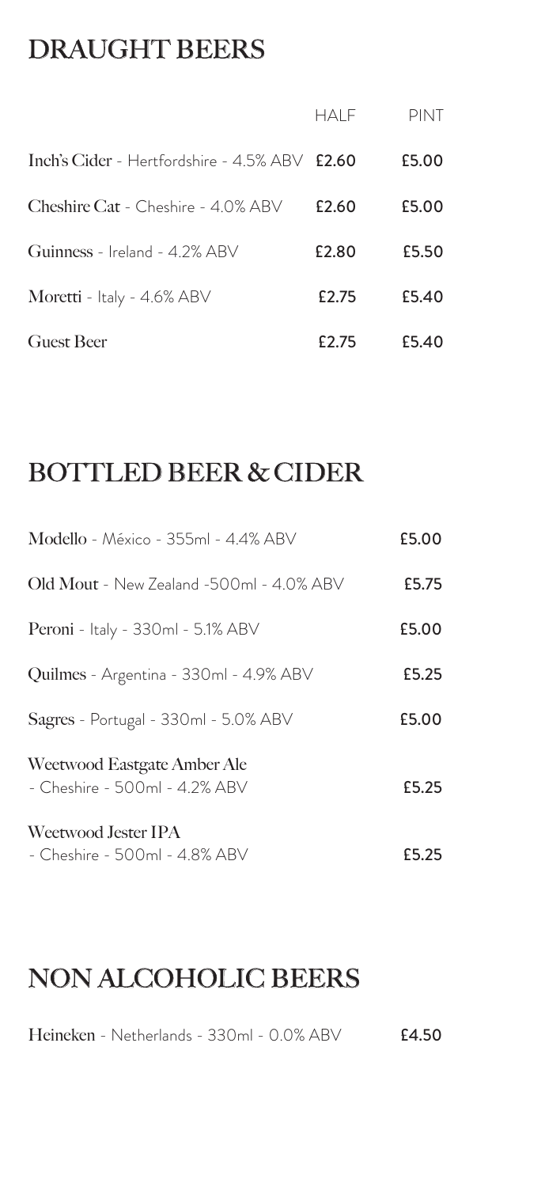## DRAUGHT BEERS

| | HALF | PINT |
|---|---|---|
| Inch's Cider - Hertfordshire - 4.5% ABV | £2.60 | £5.00 |
| Cheshire Cat - Cheshire - 4.0% ABV | £2.60 | £5.00 |
| Guinness - Ireland - 4.2% ABV | £2.80 | £5.50 |
| Moretti - Italy - 4.6% ABV | £2.75 | £5.40 |
| Guest Beer | £2.75 | £5.40 |

## BOTTLED BEER & CIDER

| | |
|---|---|
| Modello - México - 355ml - 4.4% ABV | £5.00 |
| Old Mout - New Zealand -500ml - 4.0% ABV | £5.75 |
| Peroni - Italy - 330ml - 5.1% ABV | £5.00 |
| Quilmes - Argentina - 330ml - 4.9% ABV | £5.25 |
| Sagres - Portugal - 330ml - 5.0% ABV | £5.00 |
| Weetwood Eastgate Amber Ale - Cheshire - 500ml - 4.2% ABV | £5.25 |
| Weetwood Jester IPA - Cheshire - 500ml - 4.8% ABV | £5.25 |

## NON ALCOHOLIC BEERS

| | |
|---|---|
| Heineken - Netherlands - 330ml - 0.0% ABV | £4.50 |